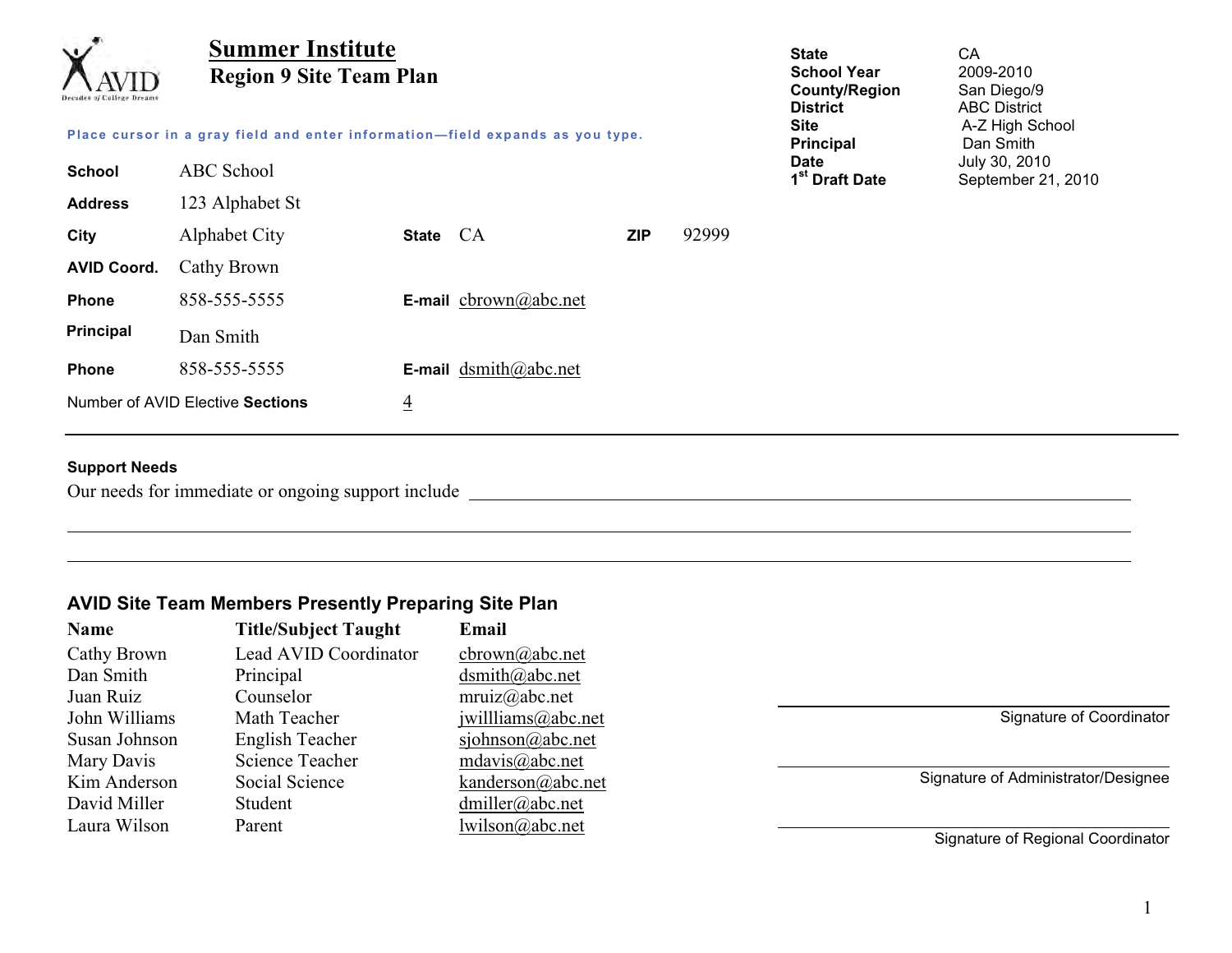# Summer Institute

## Region 9 Site Team Plan

| | |
|---|---|
| **State** | CA |
| **School Year** | 2009-2010 |
| **County/Region** | San Diego/9 |
| **District** | ABC District |
| **Site** | A-Z High School |
| **Principal** | Dan Smith |
| **Date** | July 30, 2010 |
| **1st Draft Date** | September 21, 2010 |

Place cursor in a gray field and enter information—field expands as you type.

**School** ABC School

**Address** 123 Alphabet St

**City** Alphabet City **State** CA **ZIP** 92999

**AVID Coord.** Cathy Brown

**Phone** 858-555-5555 **E-mail** cbrown@abc.net

**Principal** Dan Smith

**Phone** 858-555-5555 **E-mail** dsmith@abc.net

Number of AVID Elective **Sections** 4

---

**Support Needs**

Our needs for immediate or ongoing support include ______________________________

______________________________

______________________________

### AVID Site Team Members Presently Preparing Site Plan

| Name | Title/Subject Taught | Email |
|---|---|---|
| Cathy Brown | Lead AVID Coordinator | cbrown@abc.net |
| Dan Smith | Principal | dsmith@abc.net |
| Juan Ruiz | Counselor | mruiz@abc.net |
| John Williams | Math Teacher | jwillliams@abc.net |
| Susan Johnson | English Teacher | sjohnson@abc.net |
| Mary Davis | Science Teacher | mdavis@abc.net |
| Kim Anderson | Social Science | kanderson@abc.net |
| David Miller | Student | dmiller@abc.net |
| Laura Wilson | Parent | lwilson@abc.net |

______________________________
Signature of Coordinator

______________________________
Signature of Administrator/Designee

______________________________
Signature of Regional Coordinator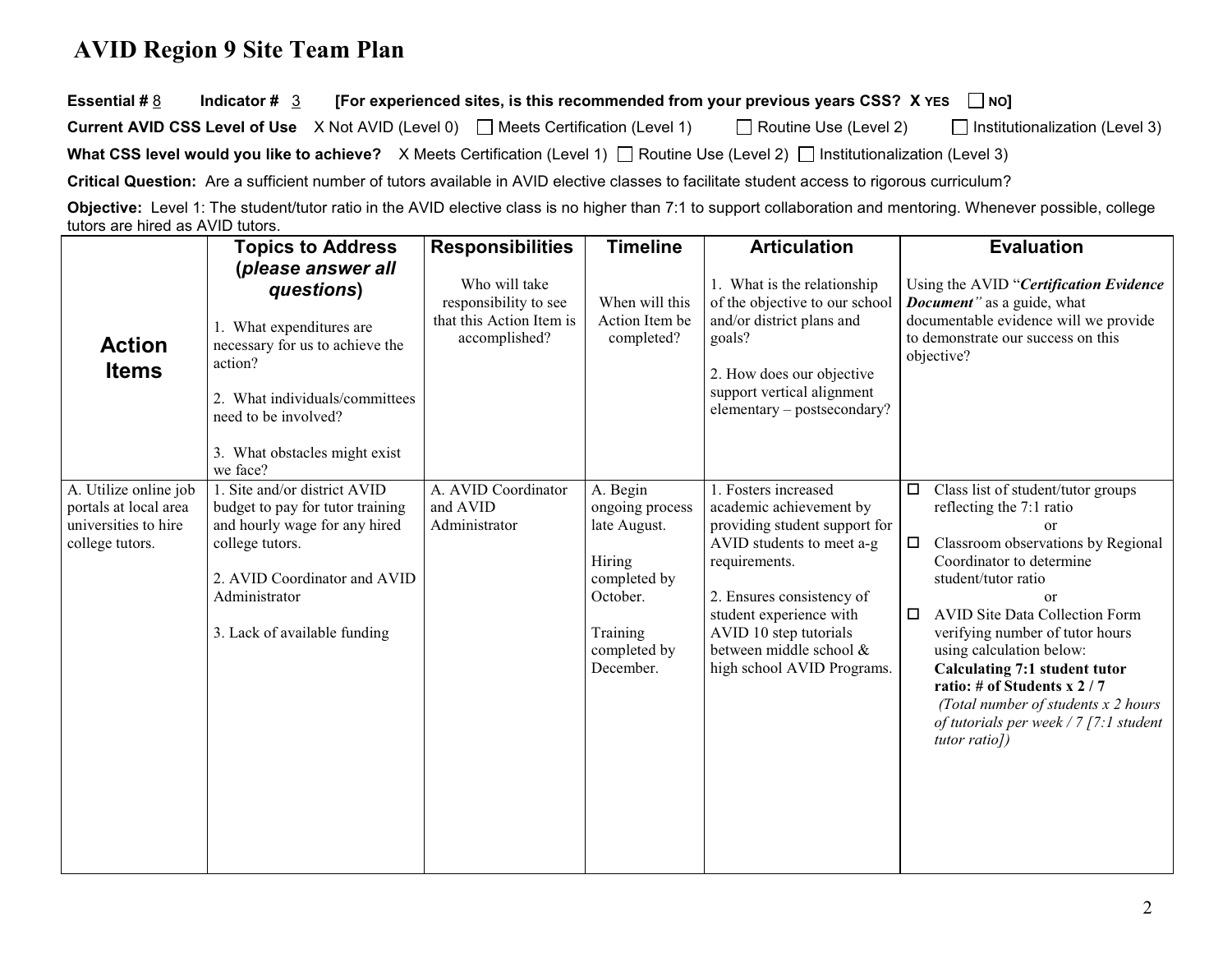# AVID Region 9 Site Team Plan

**Essential #** 8 **Indicator #** 3 **[For experienced sites, is this recommended from your previous years CSS? X YES ☐ NO]**

**Current AVID CSS Level of Use** X Not AVID (Level 0) ☐ Meets Certification (Level 1) ☐ Routine Use (Level 2) ☐ Institutionalization (Level 3)

**What CSS level would you like to achieve?** X Meets Certification (Level 1) ☐ Routine Use (Level 2) ☐ Institutionalization (Level 3)

**Critical Question:** Are a sufficient number of tutors available in AVID elective classes to facilitate student access to rigorous curriculum?

**Objective:** Level 1: The student/tutor ratio in the AVID elective class is no higher than 7:1 to support collaboration and mentoring. Whenever possible, college tutors are hired as AVID tutors.

| **Action Items** | **Topics to Address (*please answer all questions*)**<br><br>1. What expenditures are necessary for us to achieve the action?<br><br>2. What individuals/committees need to be involved?<br><br>3. What obstacles might exist we face? | **Responsibilities**<br><br>Who will take responsibility to see that this Action Item is accomplished? | **Timeline**<br><br>When will this Action Item be completed? | **Articulation**<br><br>1. What is the relationship of the objective to our school and/or district plans and goals?<br><br>2. How does our objective support vertical alignment elementary – postsecondary? | **Evaluation**<br><br>Using the AVID "***Certification Evidence Document***" as a guide, what documentable evidence will we provide to demonstrate our success on this objective? |
|---|---|---|---|---|---|
| A. Utilize online job portals at local area universities to hire college tutors. | 1. Site and/or district AVID budget to pay for tutor training and hourly wage for any hired college tutors.<br><br>2. AVID Coordinator and AVID Administrator<br><br>3. Lack of available funding | A. AVID Coordinator and AVID Administrator | A. Begin ongoing process late August.<br><br>Hiring completed by October.<br><br>Training completed by December. | 1. Fosters increased academic achievement by providing student support for AVID students to meet a-g requirements.<br><br>2. Ensures consistency of student experience with AVID 10 step tutorials between middle school & high school AVID Programs. | ☐ Class list of student/tutor groups reflecting the 7:1 ratio<br>or<br>☐ Classroom observations by Regional Coordinator to determine student/tutor ratio<br>or<br>☐ AVID Site Data Collection Form verifying number of tutor hours using calculation below:<br>**Calculating 7:1 student tutor ratio: # of Students x 2 / 7**<br>*(Total number of students x 2 hours of tutorials per week / 7 [7:1 student tutor ratio])* |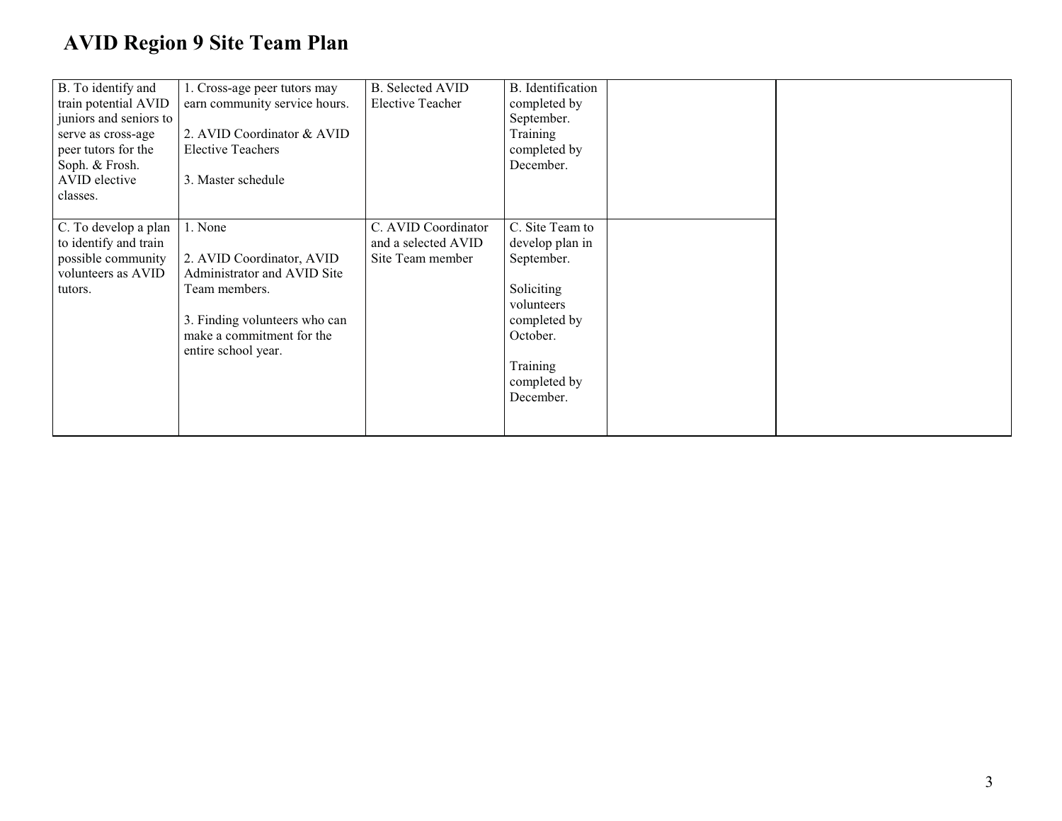# AVID Region 9 Site Team Plan

| | | | | | |
|---|---|---|---|---|---|
| B. To identify and train potential AVID juniors and seniors to serve as cross-age peer tutors for the Soph. & Frosh. AVID elective classes. | 1. Cross-age peer tutors may earn community service hours.<br><br>2. AVID Coordinator & AVID Elective Teachers<br><br>3. Master schedule | B. Selected AVID Elective Teacher | B. Identification completed by September. Training completed by December. | | |
| C. To develop a plan to identify and train possible community volunteers as AVID tutors. | 1. None<br><br>2. AVID Coordinator, AVID Administrator and AVID Site Team members.<br><br>3. Finding volunteers who can make a commitment for the entire school year. | C. AVID Coordinator and a selected AVID Site Team member | C. Site Team to develop plan in September.<br><br>Soliciting volunteers completed by October.<br><br>Training completed by December. | | |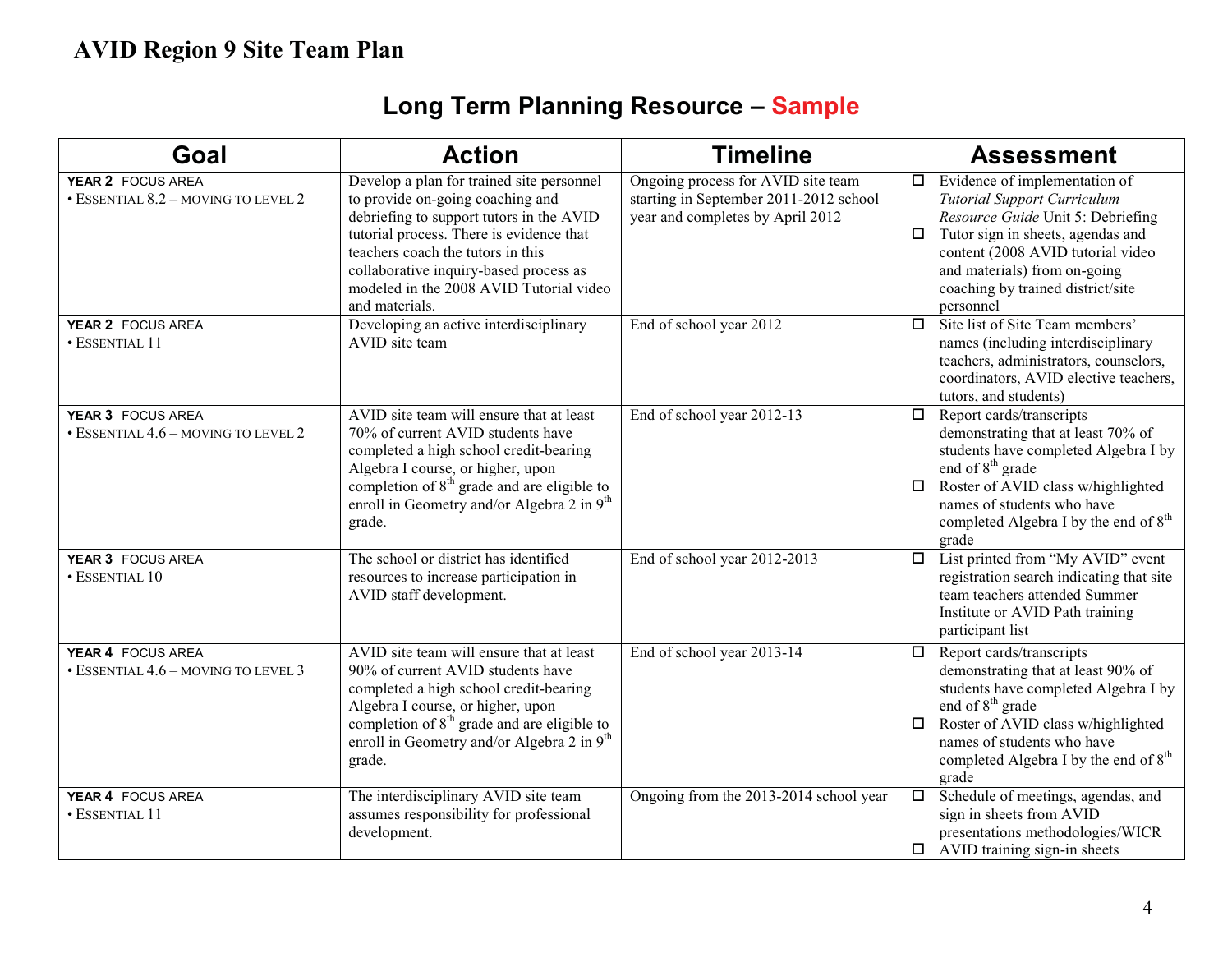# AVID Region 9 Site Team Plan

## Long Term Planning Resource – Sample

| Goal | Action | Timeline | Assessment |
|---|---|---|---|
| **YEAR 2** FOCUS AREA<br>• ESSENTIAL 8.2 – MOVING TO LEVEL 2 | Develop a plan for trained site personnel to provide on-going coaching and debriefing to support tutors in the AVID tutorial process. There is evidence that teachers coach the tutors in this collaborative inquiry-based process as modeled in the 2008 AVID Tutorial video and materials. | Ongoing process for AVID site team – starting in September 2011-2012 school year and completes by April 2012 | ☐ Evidence of implementation of *Tutorial Support Curriculum Resource Guide* Unit 5: Debriefing<br>☐ Tutor sign in sheets, agendas and content (2008 AVID tutorial video and materials) from on-going coaching by trained district/site personnel |
| **YEAR 2** FOCUS AREA<br>• ESSENTIAL 11 | Developing an active interdisciplinary AVID site team | End of school year 2012 | ☐ Site list of Site Team members' names (including interdisciplinary teachers, administrators, counselors, coordinators, AVID elective teachers, tutors, and students) |
| **YEAR 3** FOCUS AREA<br>• ESSENTIAL 4.6 – MOVING TO LEVEL 2 | AVID site team will ensure that at least 70% of current AVID students have completed a high school credit-bearing Algebra I course, or higher, upon completion of 8th grade and are eligible to enroll in Geometry and/or Algebra 2 in 9th grade. | End of school year 2012-13 | ☐ Report cards/transcripts demonstrating that at least 70% of students have completed Algebra I by end of 8th grade<br>☐ Roster of AVID class w/highlighted names of students who have completed Algebra I by the end of 8th grade |
| **YEAR 3** FOCUS AREA<br>• ESSENTIAL 10 | The school or district has identified resources to increase participation in AVID staff development. | End of school year 2012-2013 | ☐ List printed from "My AVID" event registration search indicating that site team teachers attended Summer Institute or AVID Path training participant list |
| **YEAR 4** FOCUS AREA<br>• ESSENTIAL 4.6 – MOVING TO LEVEL 3 | AVID site team will ensure that at least 90% of current AVID students have completed a high school credit-bearing Algebra I course, or higher, upon completion of 8th grade and are eligible to enroll in Geometry and/or Algebra 2 in 9th grade. | End of school year 2013-14 | ☐ Report cards/transcripts demonstrating that at least 90% of students have completed Algebra I by end of 8th grade<br>☐ Roster of AVID class w/highlighted names of students who have completed Algebra I by the end of 8th grade |
| **YEAR 4** FOCUS AREA<br>• ESSENTIAL 11 | The interdisciplinary AVID site team assumes responsibility for professional development. | Ongoing from the 2013-2014 school year | ☐ Schedule of meetings, agendas, and sign in sheets from AVID presentations methodologies/WICR<br>☐ AVID training sign-in sheets |